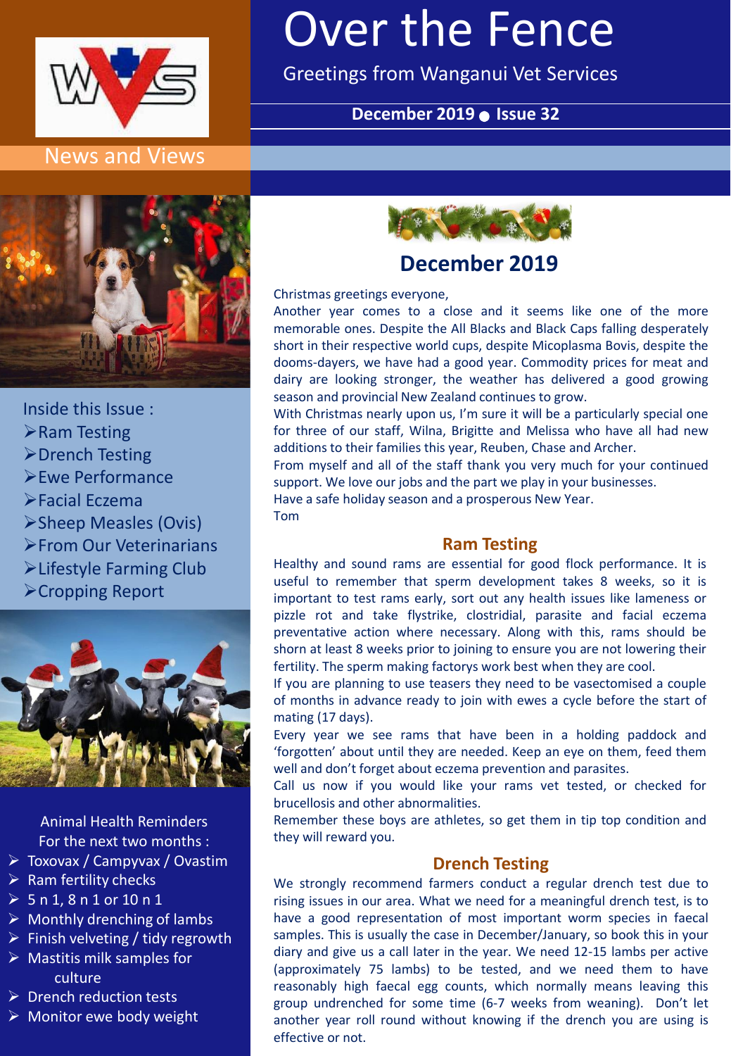# Over the Fence

Greetings from Wanganui Vet Services

**December 2019 ● Issue 32**

News and Views

Inside this Issue :

- Ram Testing
- Drench Testing
- Ewe Performance
- Facial Eczema
- Sheep Measles (Ovis)
- From Our Veterinarians
- Lifestyle Farming Club
- Cropping Report

Animal Health Reminders
For the next two months :

- Toxovax / Campyvax / Ovastim
- Ram fertility checks
- 5 n 1, 8 n 1 or 10 n 1
- Monthly drenching of lambs
- Finish velveting / tidy regrowth
- Mastitis milk samples for culture
- Drench reduction tests
- Monitor ewe body weight

## December 2019

Christmas greetings everyone,

Another year comes to a close and it seems like one of the more memorable ones. Despite the All Blacks and Black Caps falling desperately short in their respective world cups, despite Micoplasma Bovis, despite the dooms-dayers, we have had a good year. Commodity prices for meat and dairy are looking stronger, the weather has delivered a good growing season and provincial New Zealand continues to grow.

With Christmas nearly upon us, I'm sure it will be a particularly special one for three of our staff, Wilna, Brigitte and Melissa who have all had new additions to their families this year, Reuben, Chase and Archer.

From myself and all of the staff thank you very much for your continued support. We love our jobs and the part we play in your businesses.

Have a safe holiday season and a prosperous New Year.

Tom

## Ram Testing

Healthy and sound rams are essential for good flock performance. It is useful to remember that sperm development takes 8 weeks, so it is important to test rams early, sort out any health issues like lameness or pizzle rot and take flystrike, clostridial, parasite and facial eczema preventative action where necessary. Along with this, rams should be shorn at least 8 weeks prior to joining to ensure you are not lowering their fertility. The sperm making factorys work best when they are cool.

If you are planning to use teasers they need to be vasectomised a couple of months in advance ready to join with ewes a cycle before the start of mating (17 days).

Every year we see rams that have been in a holding paddock and 'forgotten' about until they are needed. Keep an eye on them, feed them well and don't forget about eczema prevention and parasites.

Call us now if you would like your rams vet tested, or checked for brucellosis and other abnormalities.

Remember these boys are athletes, so get them in tip top condition and they will reward you.

## Drench Testing

We strongly recommend farmers conduct a regular drench test due to rising issues in our area. What we need for a meaningful drench test, is to have a good representation of most important worm species in faecal samples. This is usually the case in December/January, so book this in your diary and give us a call later in the year. We need 12-15 lambs per active (approximately 75 lambs) to be tested, and we need them to have reasonably high faecal egg counts, which normally means leaving this group undrenched for some time (6-7 weeks from weaning). Don't let another year roll round without knowing if the drench you are using is effective or not.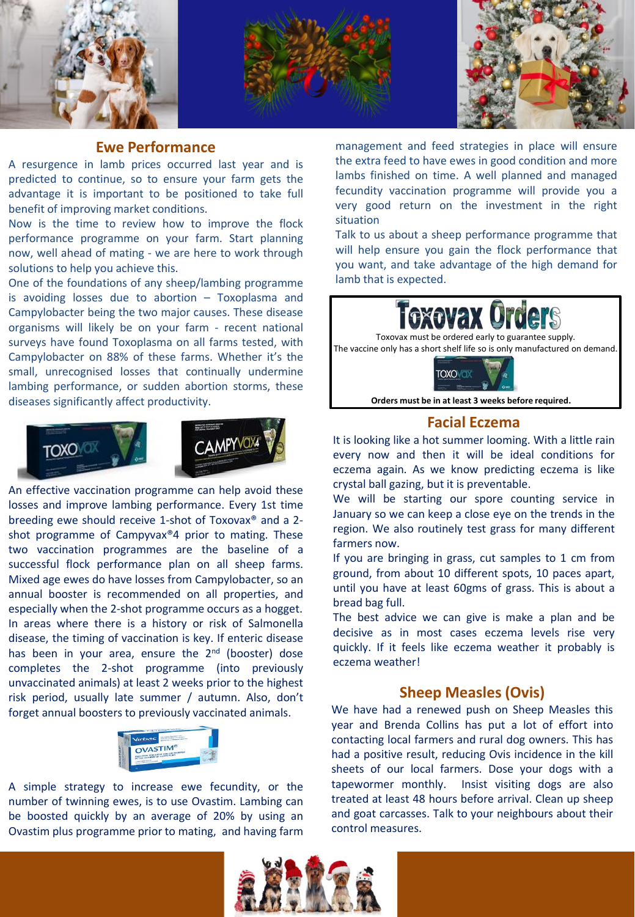## Ewe Performance

A resurgence in lamb prices occurred last year and is predicted to continue, so to ensure your farm gets the advantage it is important to be positioned to take full benefit of improving market conditions.

Now is the time to review how to improve the flock performance programme on your farm. Start planning now, well ahead of mating - we are here to work through solutions to help you achieve this.

One of the foundations of any sheep/lambing programme is avoiding losses due to abortion – Toxoplasma and Campylobacter being the two major causes. These disease organisms will likely be on your farm - recent national surveys have found Toxoplasma on all farms tested, with Campylobacter on 88% of these farms. Whether it's the small, unrecognised losses that continually undermine lambing performance, or sudden abortion storms, these diseases significantly affect productivity.

An effective vaccination programme can help avoid these losses and improve lambing performance. Every 1st time breeding ewe should receive 1-shot of Toxovax® and a 2-shot programme of Campyvax®4 prior to mating. These two vaccination programmes are the baseline of a successful flock performance plan on all sheep farms. Mixed age ewes do have losses from Campylobacter, so an annual booster is recommended on all properties, and especially when the 2-shot programme occurs as a hogget. In areas where there is a history or risk of Salmonella disease, the timing of vaccination is key. If enteric disease has been in your area, ensure the 2nd (booster) dose completes the 2-shot programme (into previously unvaccinated animals) at least 2 weeks prior to the highest risk period, usually late summer / autumn. Also, don't forget annual boosters to previously vaccinated animals.

A simple strategy to increase ewe fecundity, or the number of twinning ewes, is to use Ovastim. Lambing can be boosted quickly by an average of 20% by using an Ovastim plus programme prior to mating, and having farm management and feed strategies in place will ensure the extra feed to have ewes in good condition and more lambs finished on time. A well planned and managed fecundity vaccination programme will provide you a very good return on the investment in the right situation

Talk to us about a sheep performance programme that will help ensure you gain the flock performance that you want, and take advantage of the high demand for lamb that is expected.

## Toxovax Orders

Toxovax must be ordered early to guarantee supply.
The vaccine only has a short shelf life so is only manufactured on demand.

**Orders must be in at least 3 weeks before required.**

## Facial Eczema

It is looking like a hot summer looming. With a little rain every now and then it will be ideal conditions for eczema again. As we know predicting eczema is like crystal ball gazing, but it is preventable.

We will be starting our spore counting service in January so we can keep a close eye on the trends in the region. We also routinely test grass for many different farmers now.

If you are bringing in grass, cut samples to 1 cm from ground, from about 10 different spots, 10 paces apart, until you have at least 60gms of grass. This is about a bread bag full.

The best advice we can give is make a plan and be decisive as in most cases eczema levels rise very quickly. If it feels like eczema weather it probably is eczema weather!

## Sheep Measles (Ovis)

We have had a renewed push on Sheep Measles this year and Brenda Collins has put a lot of effort into contacting local farmers and rural dog owners. This has had a positive result, reducing Ovis incidence in the kill sheets of our local farmers. Dose your dogs with a tapewormer monthly. Insist visiting dogs are also treated at least 48 hours before arrival. Clean up sheep and goat carcasses. Talk to your neighbours about their control measures.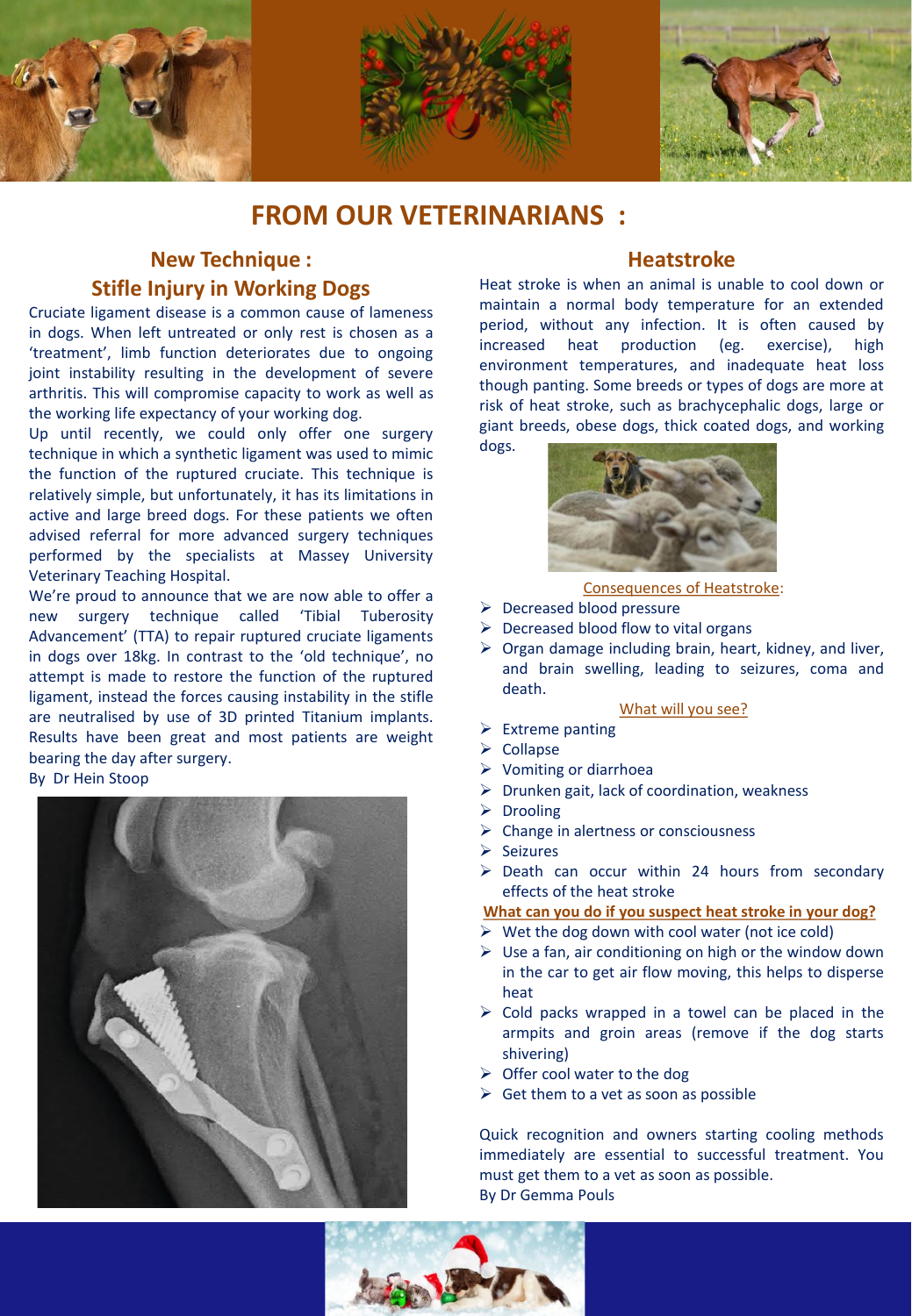# FROM OUR VETERINARIANS :

## New Technique : Stifle Injury in Working Dogs

Cruciate ligament disease is a common cause of lameness in dogs. When left untreated or only rest is chosen as a 'treatment', limb function deteriorates due to ongoing joint instability resulting in the development of severe arthritis. This will compromise capacity to work as well as the working life expectancy of your working dog.

Up until recently, we could only offer one surgery technique in which a synthetic ligament was used to mimic the function of the ruptured cruciate. This technique is relatively simple, but unfortunately, it has its limitations in active and large breed dogs. For these patients we often advised referral for more advanced surgery techniques performed by the specialists at Massey University Veterinary Teaching Hospital.

We're proud to announce that we are now able to offer a new surgery technique called 'Tibial Tuberosity Advancement' (TTA) to repair ruptured cruciate ligaments in dogs over 18kg. In contrast to the 'old technique', no attempt is made to restore the function of the ruptured ligament, instead the forces causing instability in the stifle are neutralised by use of 3D printed Titanium implants. Results have been great and most patients are weight bearing the day after surgery.

By Dr Hein Stoop

## Heatstroke

Heat stroke is when an animal is unable to cool down or maintain a normal body temperature for an extended period, without any infection. It is often caused by increased heat production (eg. exercise), high environment temperatures, and inadequate heat loss though panting. Some breeds or types of dogs are more at risk of heat stroke, such as brachycephalic dogs, large or giant breeds, obese dogs, thick coated dogs, and working dogs.

Consequences of Heatstroke:

- Decreased blood pressure
- Decreased blood flow to vital organs
- Organ damage including brain, heart, kidney, and liver, and brain swelling, leading to seizures, coma and death.

What will you see?

- Extreme panting
- Collapse
- Vomiting or diarrhoea
- Drunken gait, lack of coordination, weakness
- Drooling
- Change in alertness or consciousness
- Seizures
- Death can occur within 24 hours from secondary effects of the heat stroke

**What can you do if you suspect heat stroke in your dog?**

- Wet the dog down with cool water (not ice cold)
- Use a fan, air conditioning on high or the window down in the car to get air flow moving, this helps to disperse heat
- Cold packs wrapped in a towel can be placed in the armpits and groin areas (remove if the dog starts shivering)
- Offer cool water to the dog
- Get them to a vet as soon as possible

Quick recognition and owners starting cooling methods immediately are essential to successful treatment. You must get them to a vet as soon as possible.

By Dr Gemma Pouls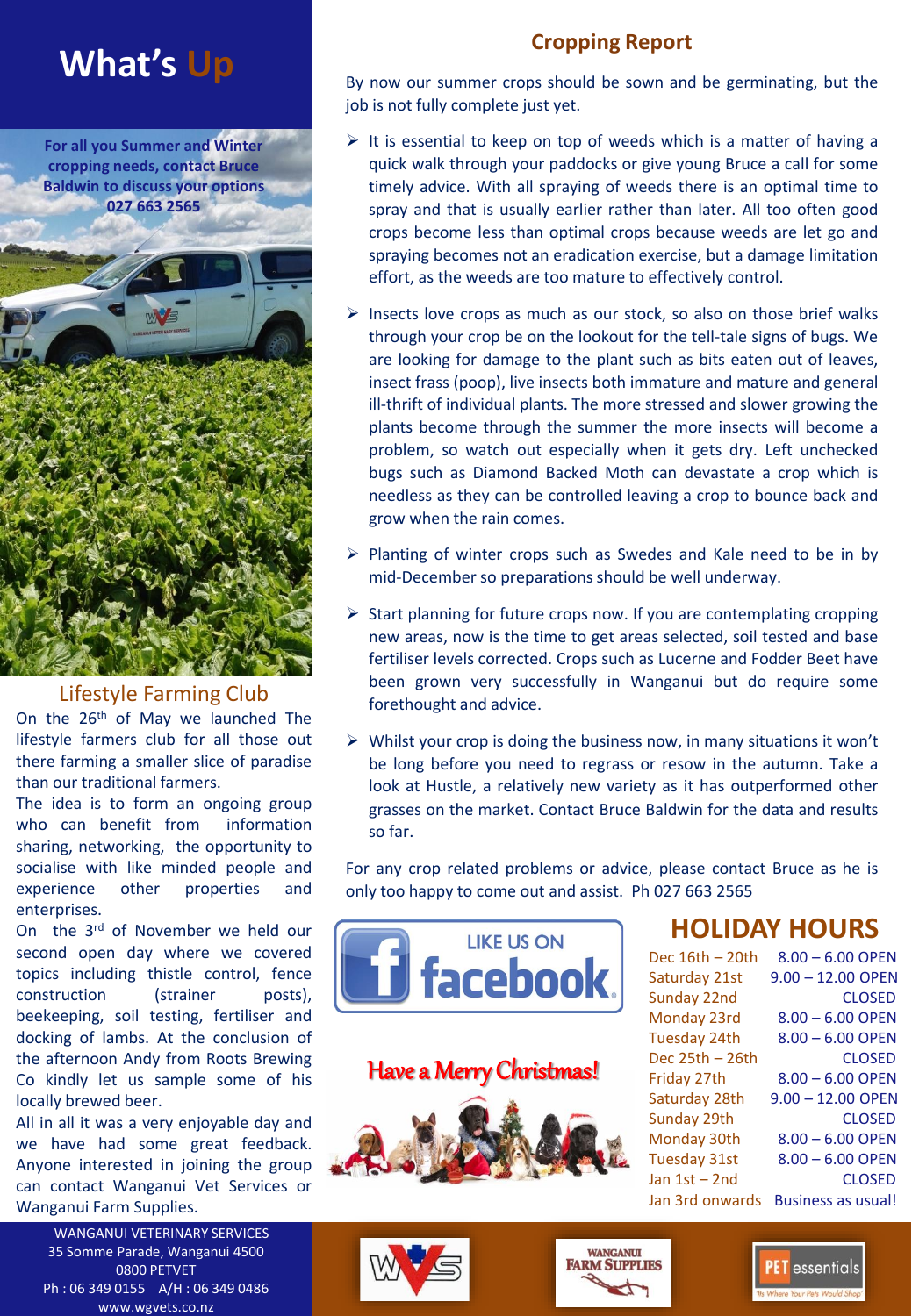# What's Up

**For all you Summer and Winter cropping needs, contact Bruce Baldwin to discuss your options 027 663 2565**

## Lifestyle Farming Club

On the 26th of May we launched The lifestyle farmers club for all those out there farming a smaller slice of paradise than our traditional farmers.

The idea is to form an ongoing group who can benefit from information sharing, networking, the opportunity to socialise with like minded people and experience other properties and enterprises.

On the 3rd of November we held our second open day where we covered topics including thistle control, fence construction (strainer posts), beekeeping, soil testing, fertiliser and docking of lambs. At the conclusion of the afternoon Andy from Roots Brewing Co kindly let us sample some of his locally brewed beer.

All in all it was a very enjoyable day and we have had some great feedback. Anyone interested in joining the group can contact Wanganui Vet Services or Wanganui Farm Supplies.

WANGANUI VETERINARY SERVICES
35 Somme Parade, Wanganui 4500
0800 PETVET
Ph : 06 349 0155 A/H : 06 349 0486
www.wgvets.co.nz

## Cropping Report

By now our summer crops should be sown and be germinating, but the job is not fully complete just yet.

- It is essential to keep on top of weeds which is a matter of having a quick walk through your paddocks or give young Bruce a call for some timely advice. With all spraying of weeds there is an optimal time to spray and that is usually earlier rather than later. All too often good crops become less than optimal crops because weeds are let go and spraying becomes not an eradication exercise, but a damage limitation effort, as the weeds are too mature to effectively control.
- Insects love crops as much as our stock, so also on those brief walks through your crop be on the lookout for the tell-tale signs of bugs. We are looking for damage to the plant such as bits eaten out of leaves, insect frass (poop), live insects both immature and mature and general ill-thrift of individual plants. The more stressed and slower growing the plants become through the summer the more insects will become a problem, so watch out especially when it gets dry. Left unchecked bugs such as Diamond Backed Moth can devastate a crop which is needless as they can be controlled leaving a crop to bounce back and grow when the rain comes.
- Planting of winter crops such as Swedes and Kale need to be in by mid-December so preparations should be well underway.
- Start planning for future crops now. If you are contemplating cropping new areas, now is the time to get areas selected, soil tested and base fertiliser levels corrected. Crops such as Lucerne and Fodder Beet have been grown very successfully in Wanganui but do require some forethought and advice.
- Whilst your crop is doing the business now, in many situations it won't be long before you need to regrass or resow in the autumn. Take a look at Hustle, a relatively new variety as it has outperformed other grasses on the market. Contact Bruce Baldwin for the data and results so far.

For any crop related problems or advice, please contact Bruce as he is only too happy to come out and assist. Ph 027 663 2565

LIKE US ON facebook

Have a Merry Christmas!

## HOLIDAY HOURS

| | |
|---|---|
| Dec 16th – 20th | 8.00 – 6.00 OPEN |
| Saturday 21st | 9.00 – 12.00 OPEN |
| Sunday 22nd | CLOSED |
| Monday 23rd | 8.00 – 6.00 OPEN |
| Tuesday 24th | 8.00 – 6.00 OPEN |
| Dec 25th – 26th | CLOSED |
| Friday 27th | 8.00 – 6.00 OPEN |
| Saturday 28th | 9.00 – 12.00 OPEN |
| Sunday 29th | CLOSED |
| Monday 30th | 8.00 – 6.00 OPEN |
| Tuesday 31st | 8.00 – 6.00 OPEN |
| Jan 1st – 2nd | CLOSED |
| Jan 3rd onwards | Business as usual! |